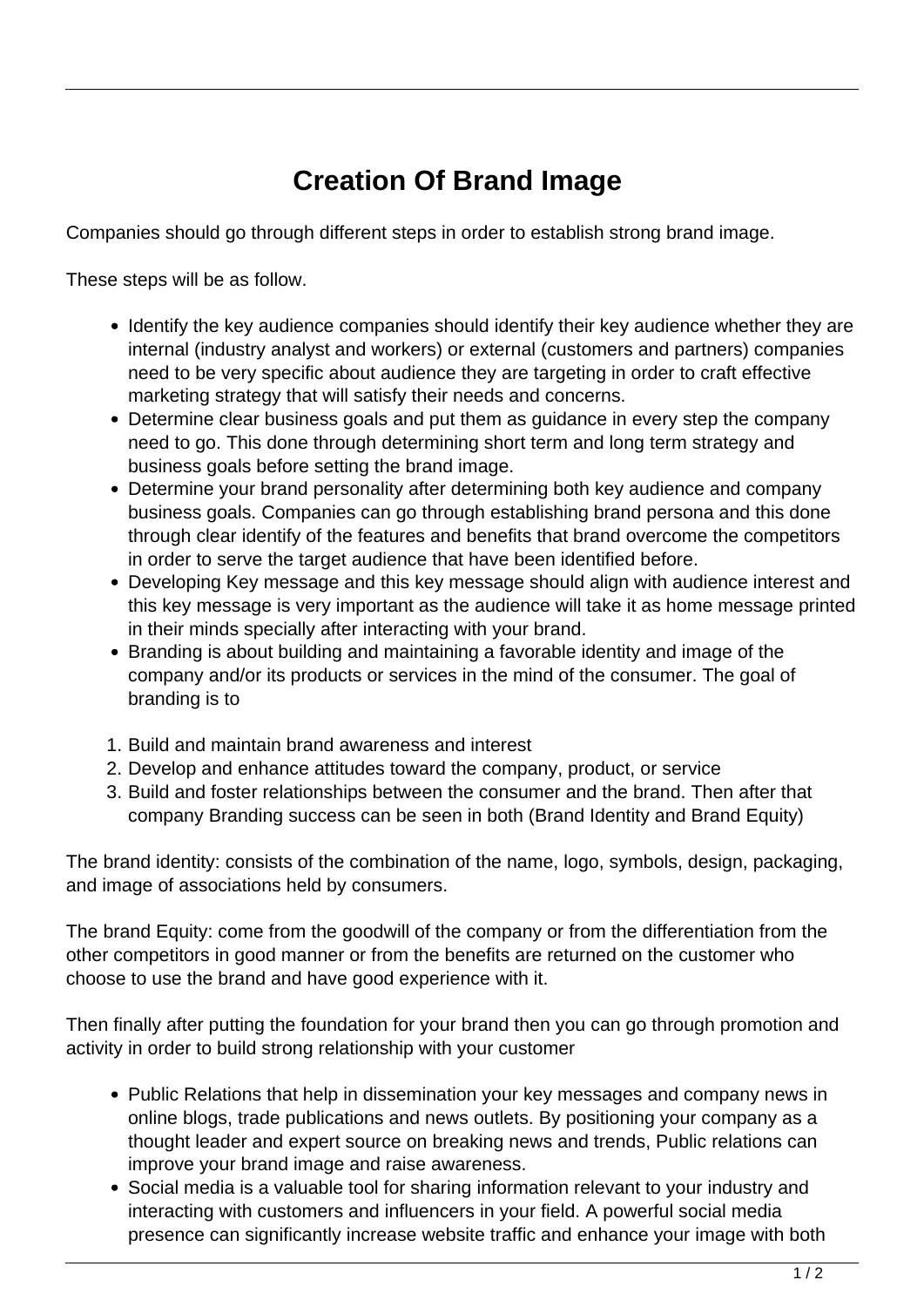# Creation Of Brand Image

Companies should go through different steps in order to establish strong brand image.

These steps will be as follow.

- Identify the key audience companies should identify their key audience whether they are internal (industry analyst and workers) or external (customers and partners) companies need to be very specific about audience they are targeting in order to craft effective marketing strategy that will satisfy their needs and concerns.
- Determine clear business goals and put them as guidance in every step the company need to go. This done through determining short term and long term strategy and business goals before setting the brand image.
- Determine your brand personality after determining both key audience and company business goals. Companies can go through establishing brand persona and this done through clear identify of the features and benefits that brand overcome the competitors in order to serve the target audience that have been identified before.
- Developing Key message and this key message should align with audience interest and this key message is very important as the audience will take it as home message printed in their minds specially after interacting with your brand.
- Branding is about building and maintaining a favorable identity and image of the company and/or its products or services in the mind of the consumer. The goal of branding is to

1. Build and maintain brand awareness and interest
2. Develop and enhance attitudes toward the company, product, or service
3. Build and foster relationships between the consumer and the brand. Then after that company Branding success can be seen in both (Brand Identity and Brand Equity)

The brand identity: consists of the combination of the name, logo, symbols, design, packaging, and image of associations held by consumers.

The brand Equity: come from the goodwill of the company or from the differentiation from the other competitors in good manner or from the benefits are returned on the customer who choose to use the brand and have good experience with it.

Then finally after putting the foundation for your brand then you can go through promotion and activity in order to build strong relationship with your customer

- Public Relations that help in dissemination your key messages and company news in online blogs, trade publications and news outlets. By positioning your company as a thought leader and expert source on breaking news and trends, Public relations can improve your brand image and raise awareness.
- Social media is a valuable tool for sharing information relevant to your industry and interacting with customers and influencers in your field. A powerful social media presence can significantly increase website traffic and enhance your image with both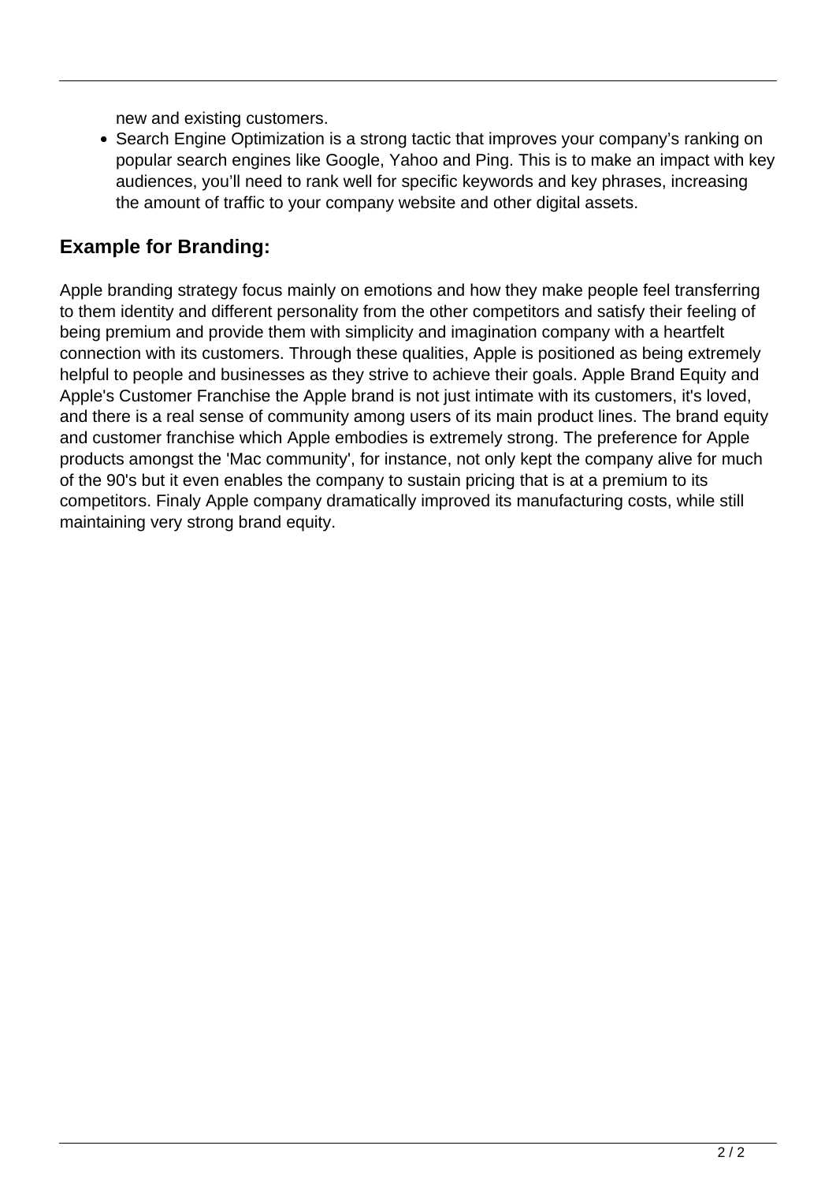new and existing customers.

- Search Engine Optimization is a strong tactic that improves your company's ranking on popular search engines like Google, Yahoo and Ping. This is to make an impact with key audiences, you'll need to rank well for specific keywords and key phrases, increasing the amount of traffic to your company website and other digital assets.

## Example for Branding:

Apple branding strategy focus mainly on emotions and how they make people feel transferring to them identity and different personality from the other competitors and satisfy their feeling of being premium and provide them with simplicity and imagination company with a heartfelt connection with its customers. Through these qualities, Apple is positioned as being extremely helpful to people and businesses as they strive to achieve their goals. Apple Brand Equity and Apple's Customer Franchise the Apple brand is not just intimate with its customers, it's loved, and there is a real sense of community among users of its main product lines. The brand equity and customer franchise which Apple embodies is extremely strong. The preference for Apple products amongst the 'Mac community', for instance, not only kept the company alive for much of the 90's but it even enables the company to sustain pricing that is at a premium to its competitors. Finaly Apple company dramatically improved its manufacturing costs, while still maintaining very strong brand equity.